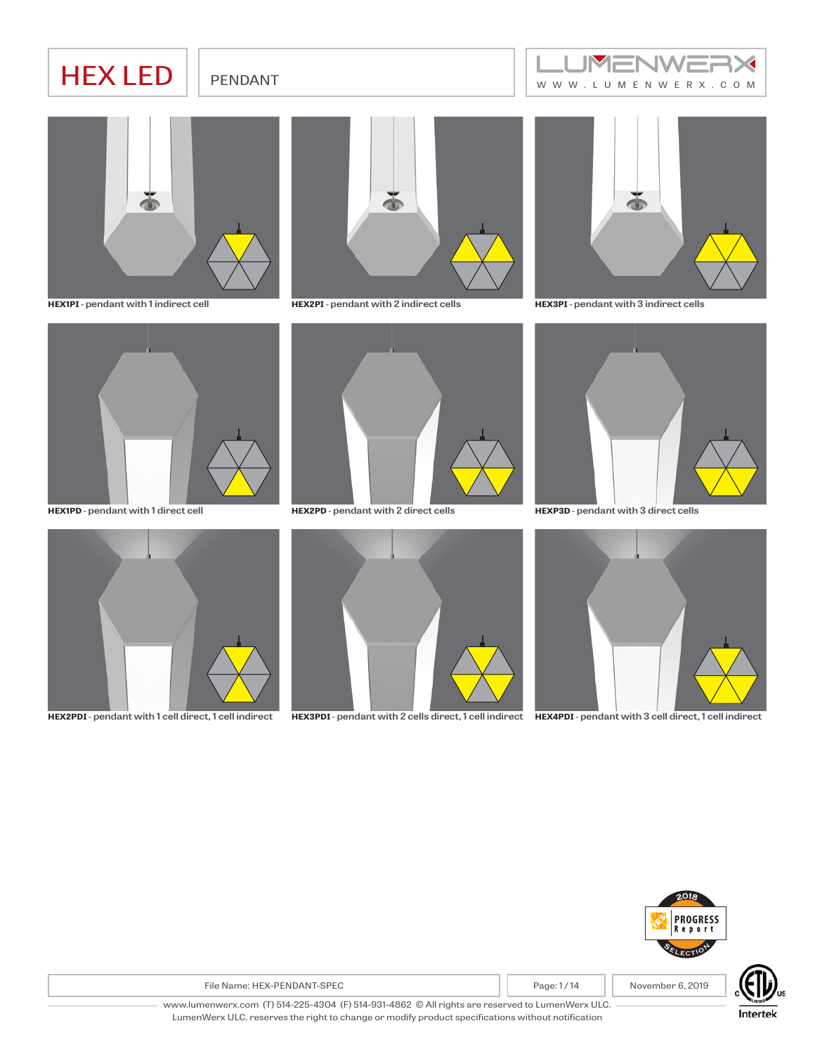# HEX LED

## PENDANT

**HEX1PI** - pendant with 1 indirect cell

**HEX2PI** - pendant with 2 indirect cells

**HEX3PI** - pendant with 3 indirect cells

**HEX1PD** - pendant with 1 direct cell

**HEX2PD** - pendant with 2 direct cells

**HEXP3D** - pendant with 3 direct cells

**HEX2PDI** - pendant with 1 cell direct, 1 cell indirect

**HEX3PDI** - pendant with 2 cells direct, 1 cell indirect

**HEX4PDI** - pendant with 3 cell direct, 1 cell indirect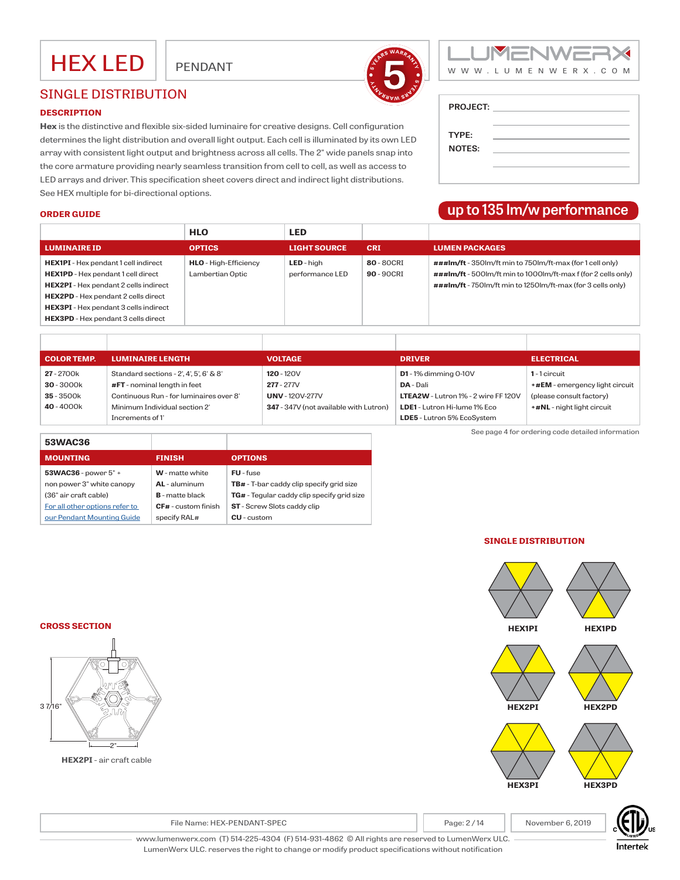# HEX LED

PENDANT

## SINGLE DISTRIBUTION

### DESCRIPTION

**Hex** is the distinctive and flexible six-sided luminaire for creative designs. Cell configuration determines the light distribution and overall light output. Each cell is illuminated by its own LED array with consistent light output and brightness across all cells. The 2" wide panels snap into the core armature providing nearly seamless transition from cell to cell, as well as access to LED arrays and driver. This specification sheet covers direct and indirect light distributions. See HEX multiple for bi-directional options.

PROJECT:

TYPE:

NOTES:

**up to 135 lm/w performance**

### ORDER GUIDE

| | HLO | LED | | |
|---|---|---|---|---|
| **LUMINAIRE ID** | **OPTICS** | **LIGHT SOURCE** | **CRI** | **LUMEN PACKAGES** |
| **HEX1PI** - Hex pendant 1 cell indirect<br>**HEX1PD** - Hex pendant 1 cell direct<br>**HEX2PI** - Hex pendant 2 cells indirect<br>**HEX2PD** - Hex pendant 2 cells direct<br>**HEX3PI** - Hex pendant 3 cells indirect<br>**HEX3PD** - Hex pendant 3 cells direct | **HLO** - High-Efficiency Lambertian Optic | **LED** - high performance LED | **80** - 80CRI<br>**90** - 90CRI | **###lm/ft** - 350lm/ft min to 750lm/ft-max (for 1 cell only)<br>**###lm/ft** - 500lm/ft min to 1000lm/ft-max f (for 2 cells only)<br>**###lm/ft** - 750lm/ft min to 1250lm/ft-max (for 3 cells only) |

| **COLOR TEMP.** | **LUMINAIRE LENGTH** | **VOLTAGE** | **DRIVER** | **ELECTRICAL** |
|---|---|---|---|---|
| **27** - 2700k<br>**30** - 3000k<br>**35** - 3500k<br>**40** - 4000k | Standard sections - 2', 4', 5', 6' & 8'<br>**#FT** - nominal length in feet<br>Continuous Run - for luminaires over 8'<br>Minimum Individual section 2'<br>Increments of 1' | **120** - 120V<br>**277** - 277V<br>**UNV** - 120V-277V<br>**347** - 347V (not available with Lutron) | **D1** - 1% dimming 0-10V<br>**DA** - Dali<br>**LTEA2W** - Lutron 1% - 2 wire FF 120V<br>**LDE1** - Lutron Hi-lume 1% Eco<br>**LDE5** - Lutron 5% EcoSystem | **1** - 1 circuit<br>**+#EM** - emergency light circuit (please consult factory)<br>**+#NL** - night light circuit |

See page 4 for ordering code detailed information

| 53WAC36 | | |
|---|---|---|
| **MOUNTING** | **FINISH** | **OPTIONS** |
| **53WAC36** - power 5" + non power 3" white canopy (36" air craft cable)<br>For all other options refer to our Pendant Mounting Guide | **W** - matte white<br>**AL** - aluminum<br>**B** - matte black<br>**CF#** - custom finish specify RAL# | **FU** - fuse<br>**TB#** - T-bar caddy clip specify grid size<br>**TG#** - Tegular caddy clip specify grid size<br>**ST** - Screw Slots caddy clip<br>**CU** - custom |

### SINGLE DISTRIBUTION

HEX1PI HEX1PD

HEX2PI HEX2PD

HEX3PI HEX3PD

### CROSS SECTION

3 7/16"

2"

**HEX2PI** - air craft cable

File Name: HEX-PENDANT-SPEC | November 6, 2019

www.lumenwerx.com (T) 514-225-4304 (F) 514-931-4862 © All rights are reserved to LumenWerx ULC.
LumenWerx ULC. reserves the right to change or modify product specifications without notification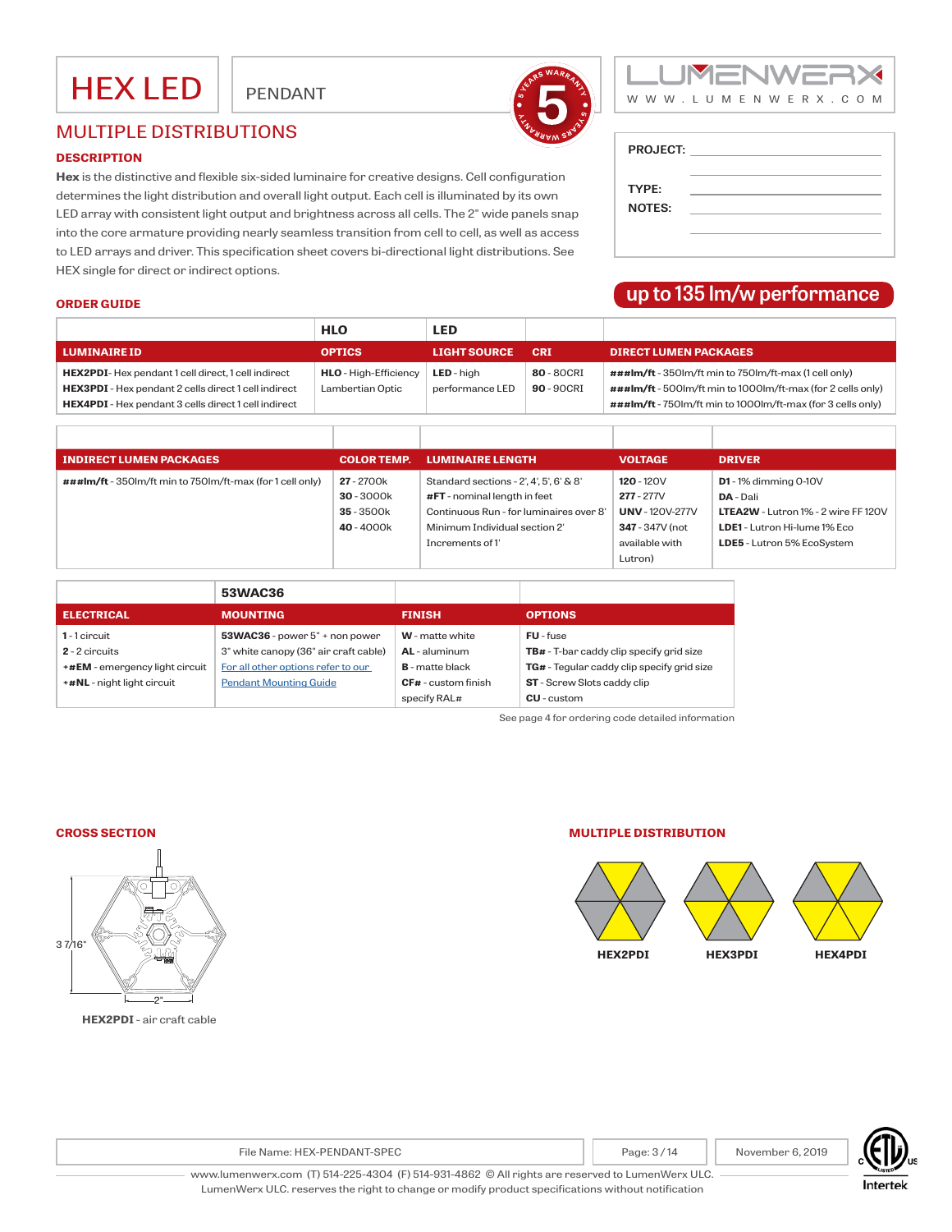# HEX LED

PENDANT

## MULTIPLE DISTRIBUTIONS

### DESCRIPTION

**Hex** is the distinctive and flexible six-sided luminaire for creative designs. Cell configuration determines the light distribution and overall light output. Each cell is illuminated by its own LED array with consistent light output and brightness across all cells. The 2" wide panels snap into the core armature providing nearly seamless transition from cell to cell, as well as access to LED arrays and driver. This specification sheet covers bi-directional light distributions. See HEX single for direct or indirect options.

| PROJECT: | |
|---|---|
| TYPE: | |
| NOTES: | |

**up to 135 lm/w performance**

### ORDER GUIDE

| | HLO | LED | | |
|---|---|---|---|---|
| **LUMINAIRE ID** | **OPTICS** | **LIGHT SOURCE** | **CRI** | **DIRECT LUMEN PACKAGES** |
| **HEX2PDI**- Hex pendant 1 cell direct, 1 cell indirect<br>**HEX3PDI** - Hex pendant 2 cells direct 1 cell indirect<br>**HEX4PDI** - Hex pendant 3 cells direct 1 cell indirect | **HLO** - High-Efficiency Lambertian Optic | **LED** - high performance LED | **80** - 80CRI<br>**90** - 90CRI | **###lm/ft** - 350lm/ft min to 750lm/ft-max (1 cell only)<br>**###lm/ft** - 500lm/ft min to 1000lm/ft-max (for 2 cells only)<br>**###lm/ft** - 750lm/ft min to 1000lm/ft-max (for 3 cells only) |

| **INDIRECT LUMEN PACKAGES** | **COLOR TEMP.** | **LUMINAIRE LENGTH** | **VOLTAGE** | **DRIVER** |
|---|---|---|---|---|
| **###lm/ft** - 350lm/ft min to 750lm/ft-max (for 1 cell only) | **27** - 2700k<br>**30** - 3000k<br>**35** - 3500k<br>**40** - 4000k | Standard sections - 2', 4', 5', 6' & 8'<br>**#FT** - nominal length in feet<br>Continuous Run - for luminaires over 8'<br>Minimum Individual section 2'<br>Increments of 1' | **120** - 120V<br>**277** - 277V<br>**UNV** - 120V-277V<br>**347** - 347V (not available with Lutron) | **D1** - 1% dimming 0-10V<br>**DA** - Dali<br>**LTEA2W** - Lutron 1% - 2 wire FF 120V<br>**LDE1** - Lutron Hi-lume 1% Eco<br>**LDE5** - Lutron 5% EcoSystem |

| | 53WAC36 | | |
|---|---|---|---|
| **ELECTRICAL** | **MOUNTING** | **FINISH** | **OPTIONS** |
| **1** - 1 circuit<br>**2** - 2 circuits<br>**+#EM** - emergency light circuit<br>**+#NL** - night light circuit | **53WAC36** - power 5" + non power 3" white canopy (36" air craft cable)<br>For all other options refer to our Pendant Mounting Guide | **W** - matte white<br>**AL** - aluminum<br>**B** - matte black<br>**CF#** - custom finish specify RAL# | **FU** - fuse<br>**TB#** - T-bar caddy clip specify grid size<br>**TG#** - Tegular caddy clip specify grid size<br>**ST** - Screw Slots caddy clip<br>**CU** - custom |

See page 4 for ordering code detailed information

### CROSS SECTION

3 7/16"

2"

**HEX2PDI** - air craft cable

### MULTIPLE DISTRIBUTION

**HEX2PDI** **HEX3PDI** **HEX4PDI**

File Name: HEX-PENDANT-SPEC | November 6, 2019

www.lumenwerx.com (T) 514-225-4304 (F) 514-931-4862 © All rights are reserved to LumenWerx ULC.
LumenWerx ULC. reserves the right to change or modify product specifications without notification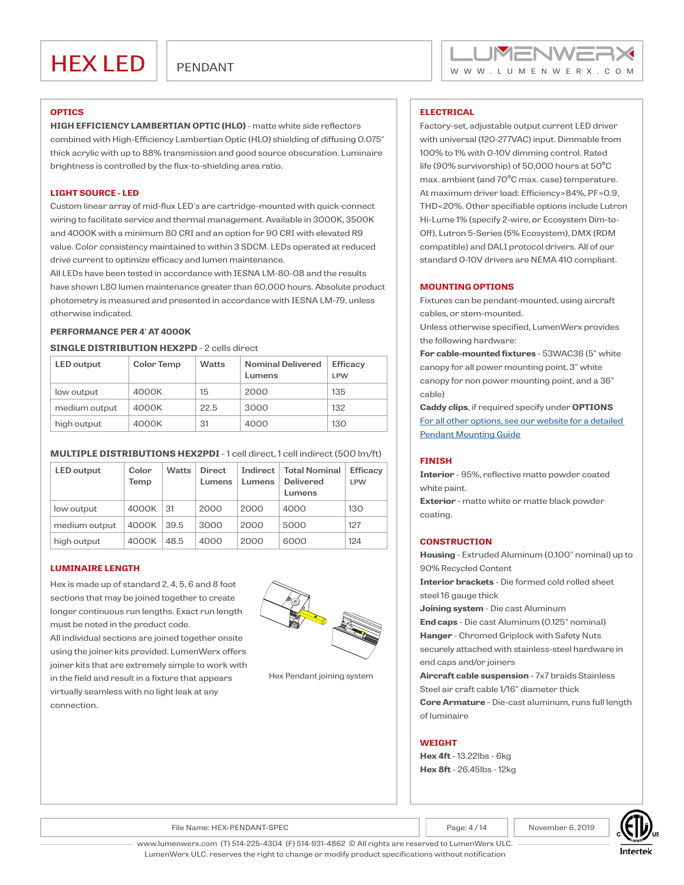# HEX LED

PENDANT

## OPTICS

**HIGH EFFICIENCY LAMBERTIAN OPTIC (HLO)** - matte white side reflectors combined with High-Efficiency Lambertian Optic (HLO) shielding of diffusing 0.075" thick acrylic with up to 88% transmission and good source obscuration. Luminaire brightness is controlled by the flux-to-shielding area ratio.

## LIGHT SOURCE - LED

Custom linear array of mid-flux LED's are cartridge-mounted with quick-connect wiring to facilitate service and thermal management. Available in 3000K, 3500K and 4000K with a minimum 80 CRI and an option for 90 CRI with elevated R9 value. Color consistency maintained to within 3 SDCM. LEDs operated at reduced drive current to optimize efficacy and lumen maintenance.

All LEDs have been tested in accordance with IESNA LM-80-08 and the results have shown L80 lumen maintenance greater than 60,000 hours. Absolute product photometry is measured and presented in accordance with IESNA LM-79, unless otherwise indicated.

### PERFORMANCE PER 4' AT 4000K

**SINGLE DISTRIBUTION HEX2PD** - 2 cells direct

| LED output | Color Temp | Watts | Nominal Delivered Lumens | Efficacy LPW |
|---|---|---|---|---|
| low output | 4000K | 15 | 2000 | 135 |
| medium output | 4000K | 22.5 | 3000 | 132 |
| high output | 4000K | 31 | 4000 | 130 |

**MULTIPLE DISTRIBUTIONS HEX2PDI** - 1 cell direct, 1 cell indirect (500 lm/ft)

| LED output | Color Temp | Watts | Direct Lumens | Indirect Lumens | Total Nominal Delivered Lumens | Efficacy LPW |
|---|---|---|---|---|---|---|
| low output | 4000K | 31 | 2000 | 2000 | 4000 | 130 |
| medium output | 4000K | 39.5 | 3000 | 2000 | 5000 | 127 |
| high output | 4000K | 48.5 | 4000 | 2000 | 6000 | 124 |

## LUMINAIRE LENGTH

Hex is made up of standard 2, 4, 5, 6 and 8 foot sections that may be joined together to create longer continuous run lengths. Exact run length must be noted in the product code.

All individual sections are joined together onsite using the joiner kits provided. LumenWerx offers joiner kits that are extremely simple to work with in the field and result in a fixture that appears virtually seamless with no light leak at any connection.

Hex Pendant joining system

## ELECTRICAL

Factory-set, adjustable output current LED driver with universal (120-277VAC) input. Dimmable from 100% to 1% with 0-10V dimming control. Rated life (90% survivorship) of 50,000 hours at 50°C max. ambient (and 70°C max. case) temperature. At maximum driver load: Efficiency>84%, PF>0.9, THD<20%. Other specifiable options include Lutron Hi-Lume 1% (specify 2-wire, or Ecosystem Dim-to-Off), Lutron 5-Series (5% Ecosystem), DMX (RDM compatible) and DALI protocol drivers. All of our standard 0-10V drivers are NEMA 410 compliant.

## MOUNTING OPTIONS

Fixtures can be pendant-mounted, using aircraft cables, or stem-mounted.

Unless otherwise specified, LumenWerx provides the following hardware:

**For cable-mounted fixtures** - 53WAC36 (5" white canopy for all power mounting point, 3" white canopy for non power mounting point, and a 36" cable)

**Caddy clips**, if required specify under **OPTIONS**

For all other options, see our website for a detailed Pendant Mounting Guide

## FINISH

**Interior** - 95%, reflective matte powder coated white paint.

**Exterior** - matte white or matte black powder coating.

## CONSTRUCTION

**Housing** - Extruded Aluminum (0.100" nominal) up to 90% Recycled Content

**Interior brackets** - Die formed cold rolled sheet steel 16 gauge thick

**Joining system** - Die cast Aluminum

**End caps** - Die cast Aluminum (0.125" nominal)

**Hanger** - Chromed Griplock with Safety Nuts securely attached with stainless-steel hardware in end caps and/or joiners

**Aircraft cable suspension** - 7x7 braids Stainless Steel air craft cable 1/16" diameter thick

**Core Armature** - Die-cast aluminum, runs full length of luminaire

## WEIGHT

**Hex 4ft** - 13.22lbs - 6kg

**Hex 8ft** - 26.45lbs - 12kg

File Name: HEX-PENDANT-SPEC | November 6, 2019

www.lumenwerx.com (T) 514-225-4304 (F) 514-931-4862 © All rights are reserved to LumenWerx ULC.
LumenWerx ULC. reserves the right to change or modify product specifications without notification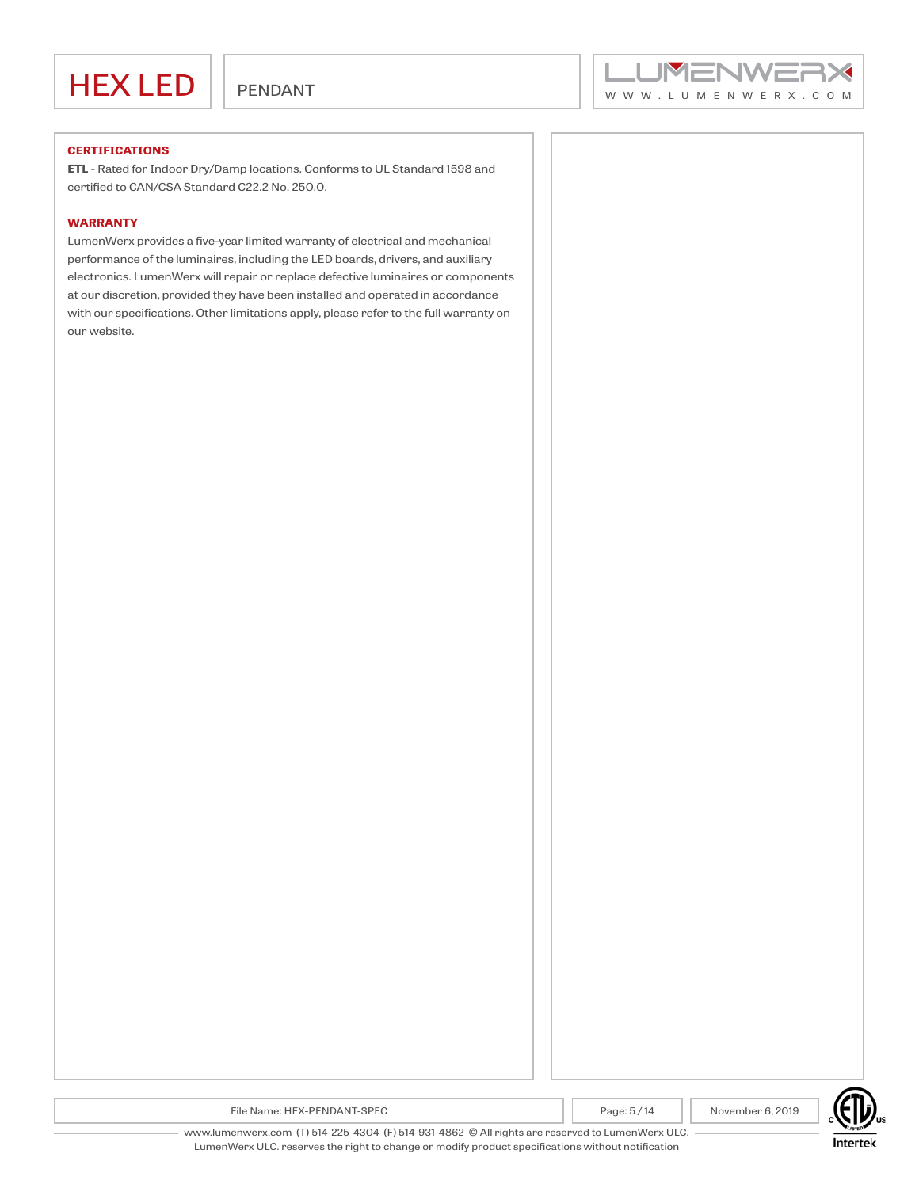## CERTIFICATIONS

**ETL** - Rated for Indoor Dry/Damp locations. Conforms to UL Standard 1598 and certified to CAN/CSA Standard C22.2 No. 250.0.

## WARRANTY

LumenWerx provides a five-year limited warranty of electrical and mechanical performance of the luminaires, including the LED boards, drivers, and auxiliary electronics. LumenWerx will repair or replace defective luminaires or components at our discretion, provided they have been installed and operated in accordance with our specifications. Other limitations apply, please refer to the full warranty on our website.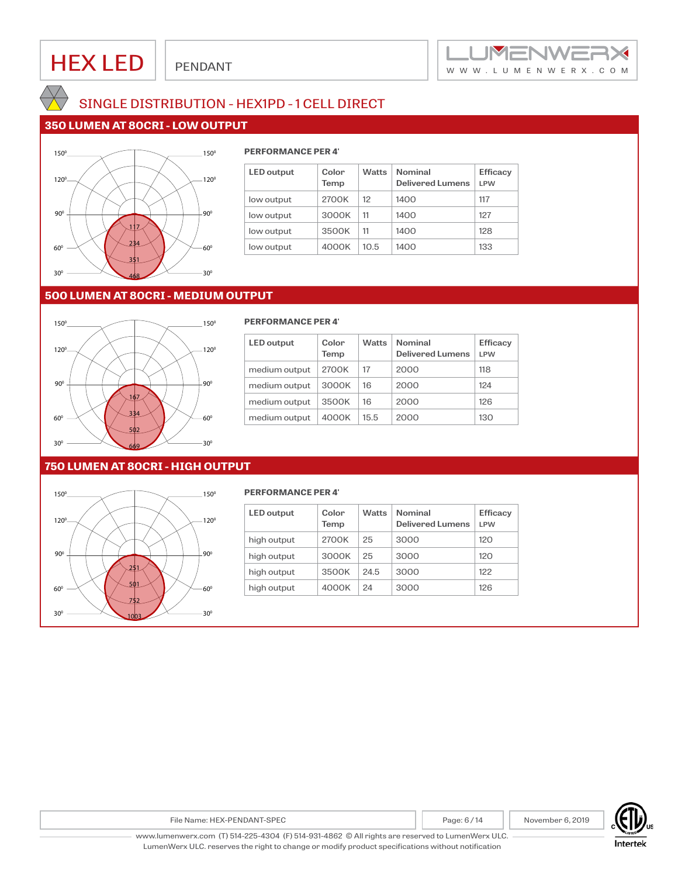# HEX LED

PENDANT

## SINGLE DISTRIBUTION - HEX1PD - 1 CELL DIRECT

### 350 LUMEN AT 80CRI - LOW OUTPUT

**PERFORMANCE PER 4'**

| LED output | Color Temp | Watts | Nominal Delivered Lumens | Efficacy LPW |
|---|---|---|---|---|
| low output | 2700K | 12 | 1400 | 117 |
| low output | 3000K | 11 | 1400 | 127 |
| low output | 3500K | 11 | 1400 | 128 |
| low output | 4000K | 10.5 | 1400 | 133 |

### 500 LUMEN AT 80CRI - MEDIUM OUTPUT

**PERFORMANCE PER 4'**

| LED output | Color Temp | Watts | Nominal Delivered Lumens | Efficacy LPW |
|---|---|---|---|---|
| medium output | 2700K | 17 | 2000 | 118 |
| medium output | 3000K | 16 | 2000 | 124 |
| medium output | 3500K | 16 | 2000 | 126 |
| medium output | 4000K | 15.5 | 2000 | 130 |

### 750 LUMEN AT 80CRI - HIGH OUTPUT

**PERFORMANCE PER 4'**

| LED output | Color Temp | Watts | Nominal Delivered Lumens | Efficacy LPW |
|---|---|---|---|---|
| high output | 2700K | 25 | 3000 | 120 |
| high output | 3000K | 25 | 3000 | 120 |
| high output | 3500K | 24.5 | 3000 | 122 |
| high output | 4000K | 24 | 3000 | 126 |

File Name: HEX-PENDANT-SPEC | November 6, 2019

www.lumenwerx.com (T) 514-225-4304 (F) 514-931-4862 © All rights are reserved to LumenWerx ULC.
LumenWerx ULC. reserves the right to change or modify product specifications without notification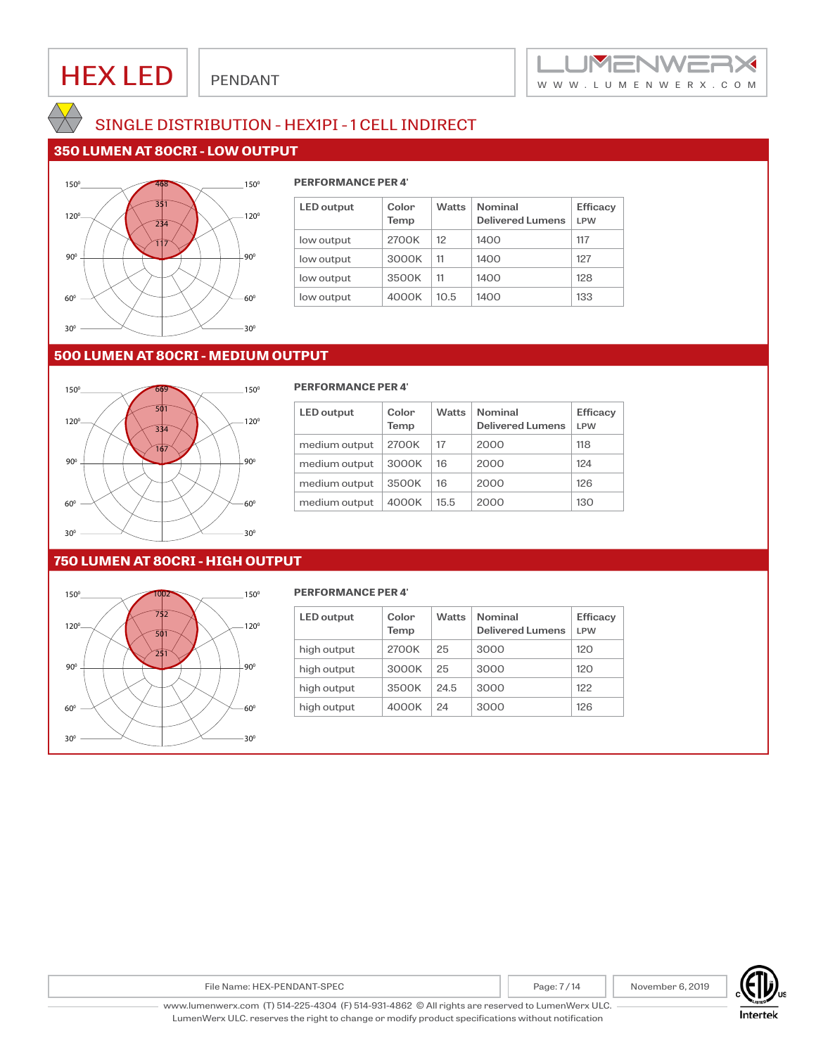# HEX LED

PENDANT

## SINGLE DISTRIBUTION - HEX1PI - 1 CELL INDIRECT

### 350 LUMEN AT 80CRI - LOW OUTPUT

**PERFORMANCE PER 4'**

| LED output | Color Temp | Watts | Nominal Delivered Lumens | Efficacy LPW |
|---|---|---|---|---|
| low output | 2700K | 12 | 1400 | 117 |
| low output | 3000K | 11 | 1400 | 127 |
| low output | 3500K | 11 | 1400 | 128 |
| low output | 4000K | 10.5 | 1400 | 133 |

### 500 LUMEN AT 80CRI - MEDIUM OUTPUT

**PERFORMANCE PER 4'**

| LED output | Color Temp | Watts | Nominal Delivered Lumens | Efficacy LPW |
|---|---|---|---|---|
| medium output | 2700K | 17 | 2000 | 118 |
| medium output | 3000K | 16 | 2000 | 124 |
| medium output | 3500K | 16 | 2000 | 126 |
| medium output | 4000K | 15.5 | 2000 | 130 |

### 750 LUMEN AT 80CRI - HIGH OUTPUT

**PERFORMANCE PER 4'**

| LED output | Color Temp | Watts | Nominal Delivered Lumens | Efficacy LPW |
|---|---|---|---|---|
| high output | 2700K | 25 | 3000 | 120 |
| high output | 3000K | 25 | 3000 | 120 |
| high output | 3500K | 24.5 | 3000 | 122 |
| high output | 4000K | 24 | 3000 | 126 |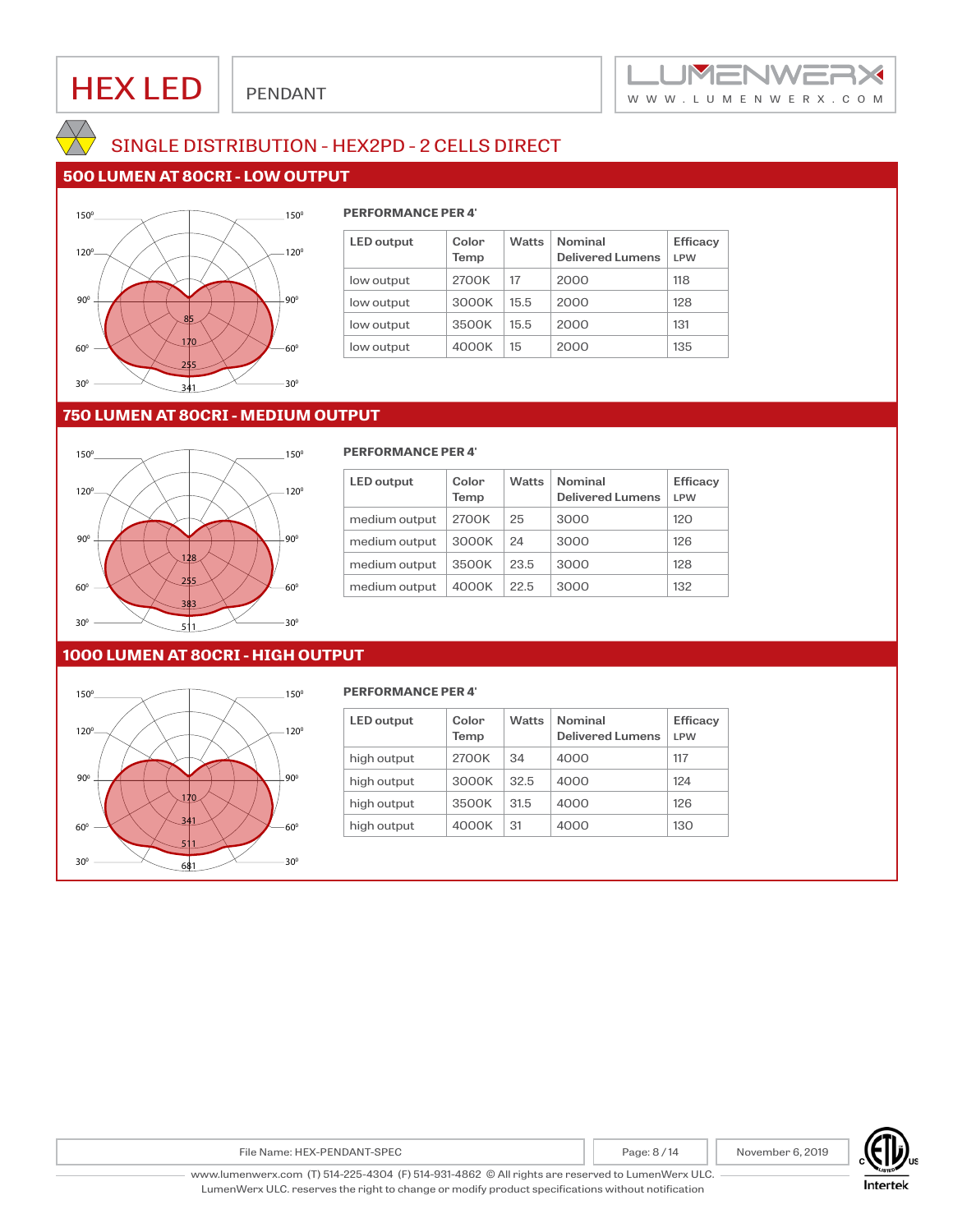# HEX LED

PENDANT

## SINGLE DISTRIBUTION - HEX2PD - 2 CELLS DIRECT

### 500 LUMEN AT 80CRI - LOW OUTPUT

**PERFORMANCE PER 4'**

| LED output | Color Temp | Watts | Nominal Delivered Lumens | Efficacy LPW |
|---|---|---|---|---|
| low output | 2700K | 17 | 2000 | 118 |
| low output | 3000K | 15.5 | 2000 | 128 |
| low output | 3500K | 15.5 | 2000 | 131 |
| low output | 4000K | 15 | 2000 | 135 |

### 750 LUMEN AT 80CRI - MEDIUM OUTPUT

**PERFORMANCE PER 4'**

| LED output | Color Temp | Watts | Nominal Delivered Lumens | Efficacy LPW |
|---|---|---|---|---|
| medium output | 2700K | 25 | 3000 | 120 |
| medium output | 3000K | 24 | 3000 | 126 |
| medium output | 3500K | 23.5 | 3000 | 128 |
| medium output | 4000K | 22.5 | 3000 | 132 |

### 1000 LUMEN AT 80CRI - HIGH OUTPUT

**PERFORMANCE PER 4'**

| LED output | Color Temp | Watts | Nominal Delivered Lumens | Efficacy LPW |
|---|---|---|---|---|
| high output | 2700K | 34 | 4000 | 117 |
| high output | 3000K | 32.5 | 4000 | 124 |
| high output | 3500K | 31.5 | 4000 | 126 |
| high output | 4000K | 31 | 4000 | 130 |

File Name: HEX-PENDANT-SPEC | November 6, 2019

www.lumenwerx.com (T) 514-225-4304 (F) 514-931-4862 © All rights are reserved to LumenWerx ULC.
LumenWerx ULC. reserves the right to change or modify product specifications without notification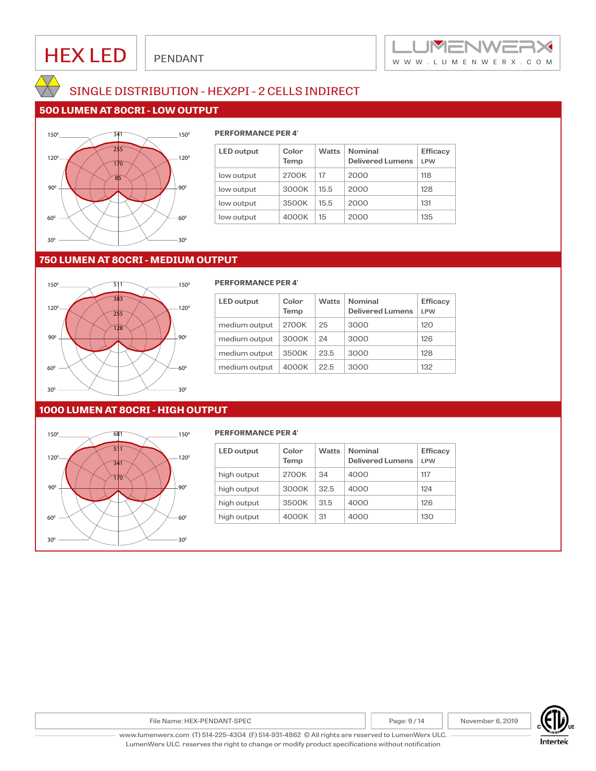# HEX LED

PENDANT

## SINGLE DISTRIBUTION - HEX2PI - 2 CELLS INDIRECT

### 500 LUMEN AT 80CRI - LOW OUTPUT

**PERFORMANCE PER 4'**

| LED output | Color Temp | Watts | Nominal Delivered Lumens | Efficacy LPW |
|---|---|---|---|---|
| low output | 2700K | 17 | 2000 | 118 |
| low output | 3000K | 15.5 | 2000 | 128 |
| low output | 3500K | 15.5 | 2000 | 131 |
| low output | 4000K | 15 | 2000 | 135 |

### 750 LUMEN AT 80CRI - MEDIUM OUTPUT

**PERFORMANCE PER 4'**

| LED output | Color Temp | Watts | Nominal Delivered Lumens | Efficacy LPW |
|---|---|---|---|---|
| medium output | 2700K | 25 | 3000 | 120 |
| medium output | 3000K | 24 | 3000 | 126 |
| medium output | 3500K | 23.5 | 3000 | 128 |
| medium output | 4000K | 22.5 | 3000 | 132 |

### 1000 LUMEN AT 80CRI - HIGH OUTPUT

**PERFORMANCE PER 4'**

| LED output | Color Temp | Watts | Nominal Delivered Lumens | Efficacy LPW |
|---|---|---|---|---|
| high output | 2700K | 34 | 4000 | 117 |
| high output | 3000K | 32.5 | 4000 | 124 |
| high output | 3500K | 31.5 | 4000 | 126 |
| high output | 4000K | 31 | 4000 | 130 |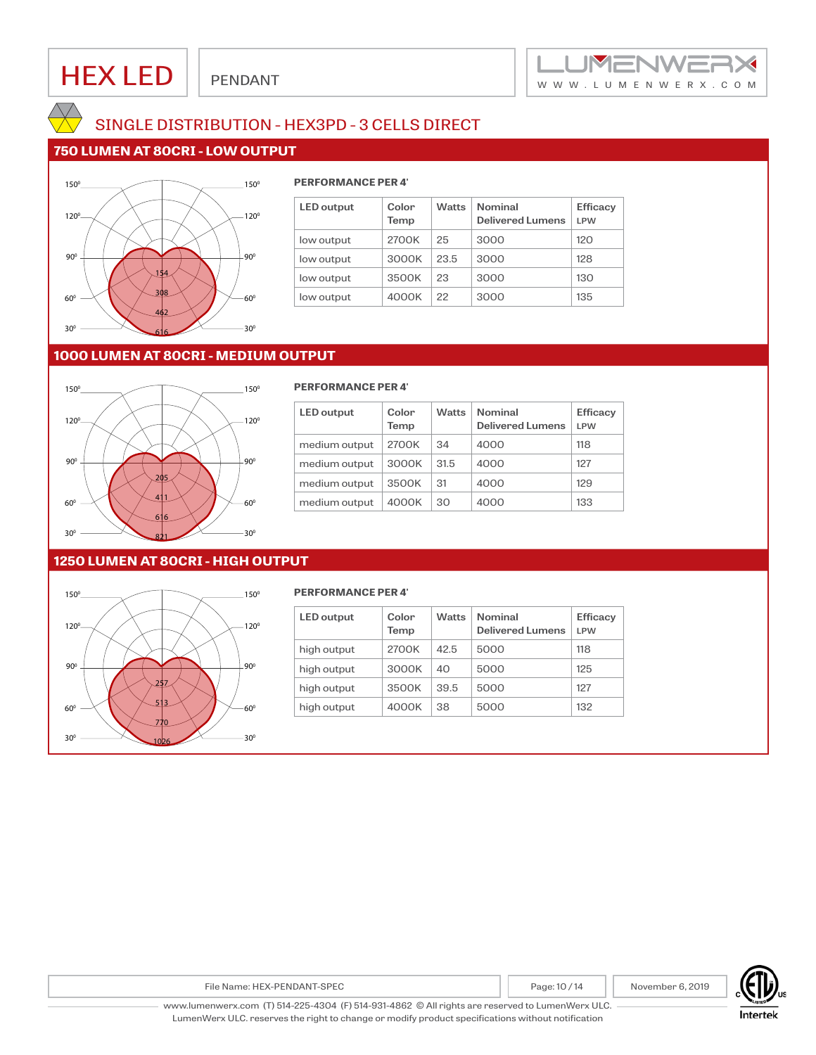# HEX LED

PENDANT

## SINGLE DISTRIBUTION - HEX3PD - 3 CELLS DIRECT

### 750 LUMEN AT 80CRI - LOW OUTPUT

150° 150°
120° 120°
90° 90°
60° 60°
30° 30°
154
308
462
616

**PERFORMANCE PER 4'**

| LED output | Color Temp | Watts | Nominal Delivered Lumens | Efficacy LPW |
|---|---|---|---|---|
| low output | 2700K | 25 | 3000 | 120 |
| low output | 3000K | 23.5 | 3000 | 128 |
| low output | 3500K | 23 | 3000 | 130 |
| low output | 4000K | 22 | 3000 | 135 |

### 1000 LUMEN AT 80CRI - MEDIUM OUTPUT

150° 150°
120° 120°
90° 90°
60° 60°
30° 30°
205
411
616
821

**PERFORMANCE PER 4'**

| LED output | Color Temp | Watts | Nominal Delivered Lumens | Efficacy LPW |
|---|---|---|---|---|
| medium output | 2700K | 34 | 4000 | 118 |
| medium output | 3000K | 31.5 | 4000 | 127 |
| medium output | 3500K | 31 | 4000 | 129 |
| medium output | 4000K | 30 | 4000 | 133 |

### 1250 LUMEN AT 80CRI - HIGH OUTPUT

150° 150°
120° 120°
90° 90°
60° 60°
30° 30°
257
513
770
1026

**PERFORMANCE PER 4'**

| LED output | Color Temp | Watts | Nominal Delivered Lumens | Efficacy LPW |
|---|---|---|---|---|
| high output | 2700K | 42.5 | 5000 | 118 |
| high output | 3000K | 40 | 5000 | 125 |
| high output | 3500K | 39.5 | 5000 | 127 |
| high output | 4000K | 38 | 5000 | 132 |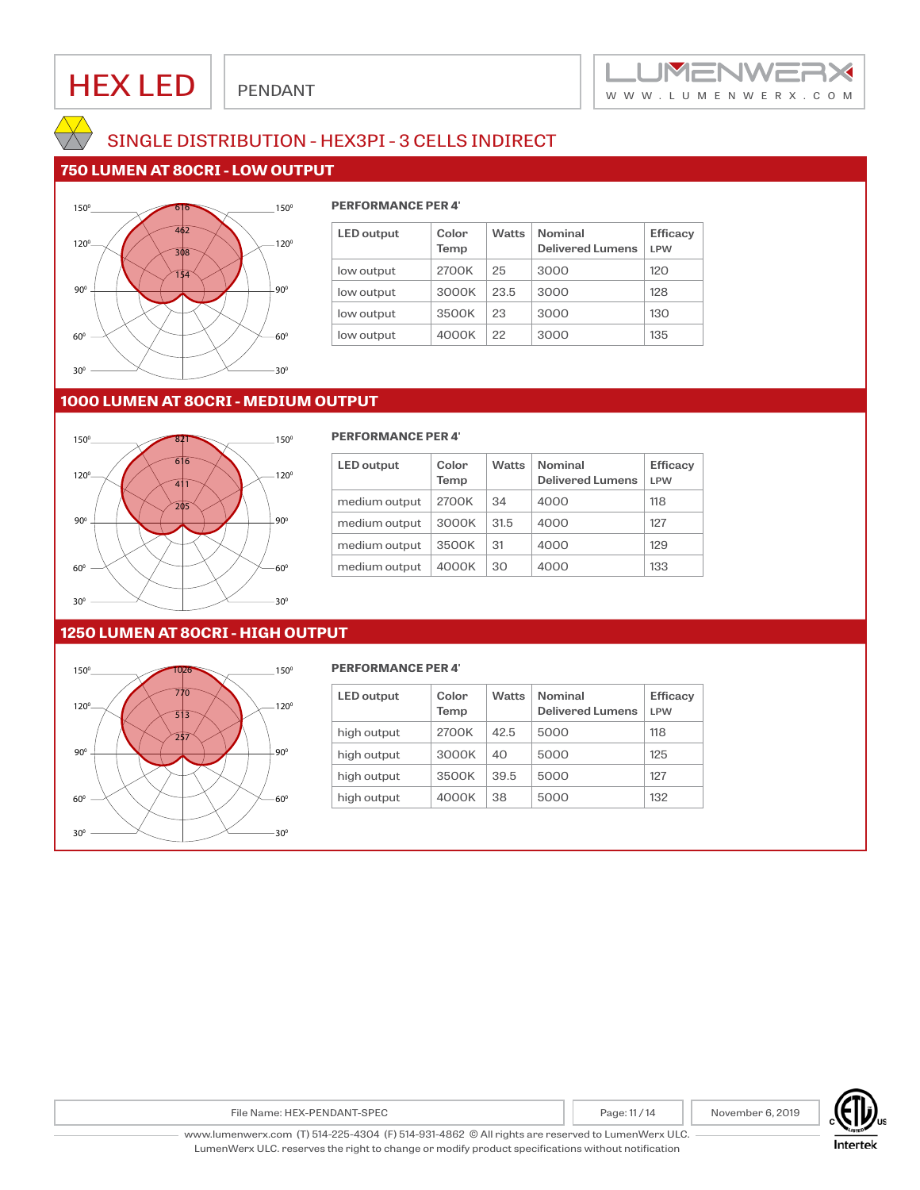# HEX LED

PENDANT

## SINGLE DISTRIBUTION - HEX3PI - 3 CELLS INDIRECT

### 750 LUMEN AT 80CRI - LOW OUTPUT

**PERFORMANCE PER 4'**

| LED output | Color Temp | Watts | Nominal Delivered Lumens | Efficacy LPW |
|---|---|---|---|---|
| low output | 2700K | 25 | 3000 | 120 |
| low output | 3000K | 23.5 | 3000 | 128 |
| low output | 3500K | 23 | 3000 | 130 |
| low output | 4000K | 22 | 3000 | 135 |

### 1000 LUMEN AT 80CRI - MEDIUM OUTPUT

**PERFORMANCE PER 4'**

| LED output | Color Temp | Watts | Nominal Delivered Lumens | Efficacy LPW |
|---|---|---|---|---|
| medium output | 2700K | 34 | 4000 | 118 |
| medium output | 3000K | 31.5 | 4000 | 127 |
| medium output | 3500K | 31 | 4000 | 129 |
| medium output | 4000K | 30 | 4000 | 133 |

### 1250 LUMEN AT 80CRI - HIGH OUTPUT

**PERFORMANCE PER 4'**

| LED output | Color Temp | Watts | Nominal Delivered Lumens | Efficacy LPW |
|---|---|---|---|---|
| high output | 2700K | 42.5 | 5000 | 118 |
| high output | 3000K | 40 | 5000 | 125 |
| high output | 3500K | 39.5 | 5000 | 127 |
| high output | 4000K | 38 | 5000 | 132 |

File Name: HEX-PENDANT-SPEC

November 6, 2019

www.lumenwerx.com (T) 514-225-4304 (F) 514-931-4862 © All rights are reserved to LumenWerx ULC.
LumenWerx ULC. reserves the right to change or modify product specifications without notification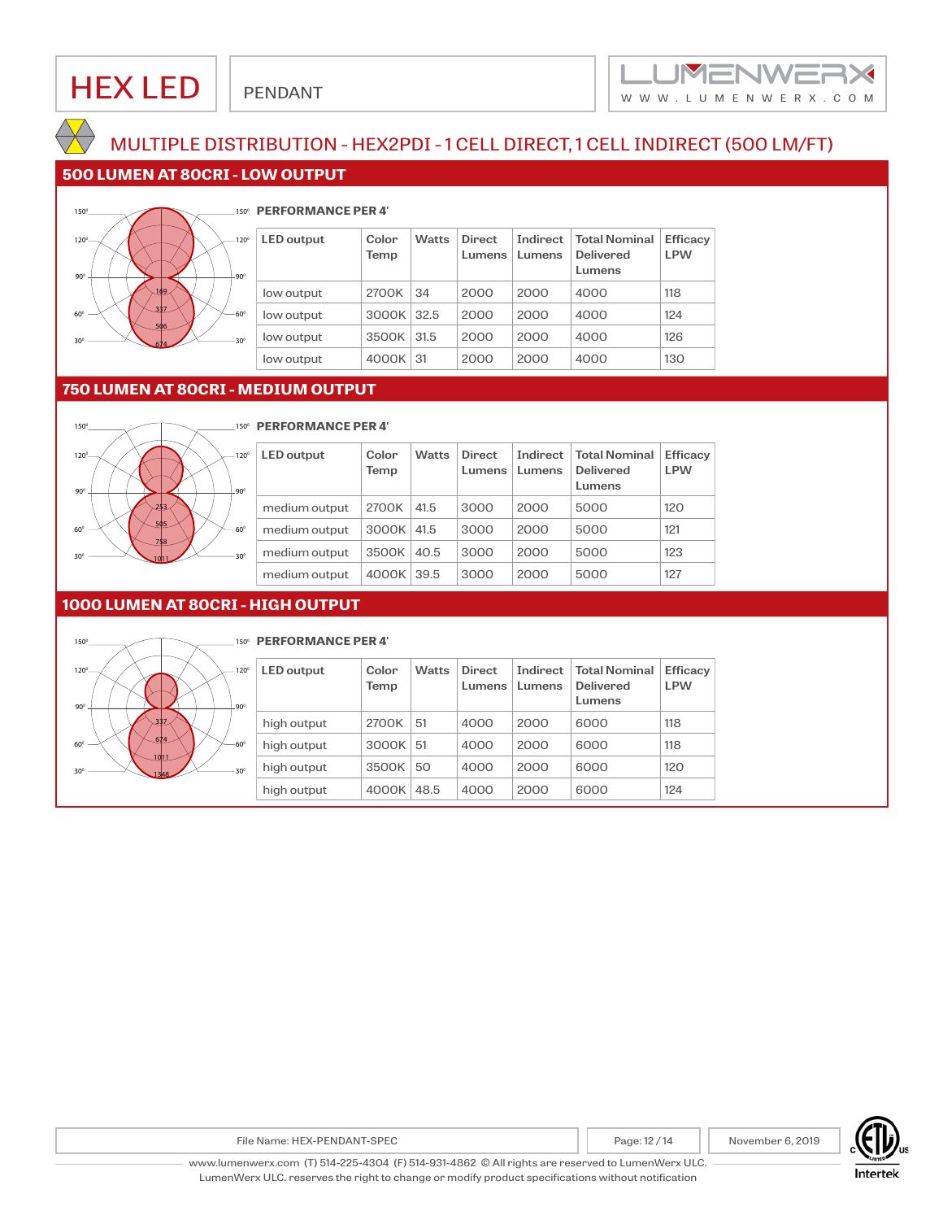HEX LED

PENDANT

## MULTIPLE DISTRIBUTION - HEX2PDI - 1 CELL DIRECT, 1 CELL INDIRECT (500 LM/FT)

### 500 LUMEN AT 80CRI - LOW OUTPUT

**PERFORMANCE PER 4'**

| LED output | Color Temp | Watts | Direct Lumens | Indirect Lumens | Total Nominal Delivered Lumens | Efficacy LPW |
|---|---|---|---|---|---|---|
| low output | 2700K | 34 | 2000 | 2000 | 4000 | 118 |
| low output | 3000K | 32.5 | 2000 | 2000 | 4000 | 124 |
| low output | 3500K | 31.5 | 2000 | 2000 | 4000 | 126 |
| low output | 4000K | 31 | 2000 | 2000 | 4000 | 130 |

### 750 LUMEN AT 80CRI - MEDIUM OUTPUT

**PERFORMANCE PER 4'**

| LED output | Color Temp | Watts | Direct Lumens | Indirect Lumens | Total Nominal Delivered Lumens | Efficacy LPW |
|---|---|---|---|---|---|---|
| medium output | 2700K | 41.5 | 3000 | 2000 | 5000 | 120 |
| medium output | 3000K | 41.5 | 3000 | 2000 | 5000 | 121 |
| medium output | 3500K | 40.5 | 3000 | 2000 | 5000 | 123 |
| medium output | 4000K | 39.5 | 3000 | 2000 | 5000 | 127 |

### 1000 LUMEN AT 80CRI - HIGH OUTPUT

**PERFORMANCE PER 4'**

| LED output | Color Temp | Watts | Direct Lumens | Indirect Lumens | Total Nominal Delivered Lumens | Efficacy LPW |
|---|---|---|---|---|---|---|
| high output | 2700K | 51 | 4000 | 2000 | 6000 | 118 |
| high output | 3000K | 51 | 4000 | 2000 | 6000 | 118 |
| high output | 3500K | 50 | 4000 | 2000 | 6000 | 120 |
| high output | 4000K | 48.5 | 4000 | 2000 | 6000 | 124 |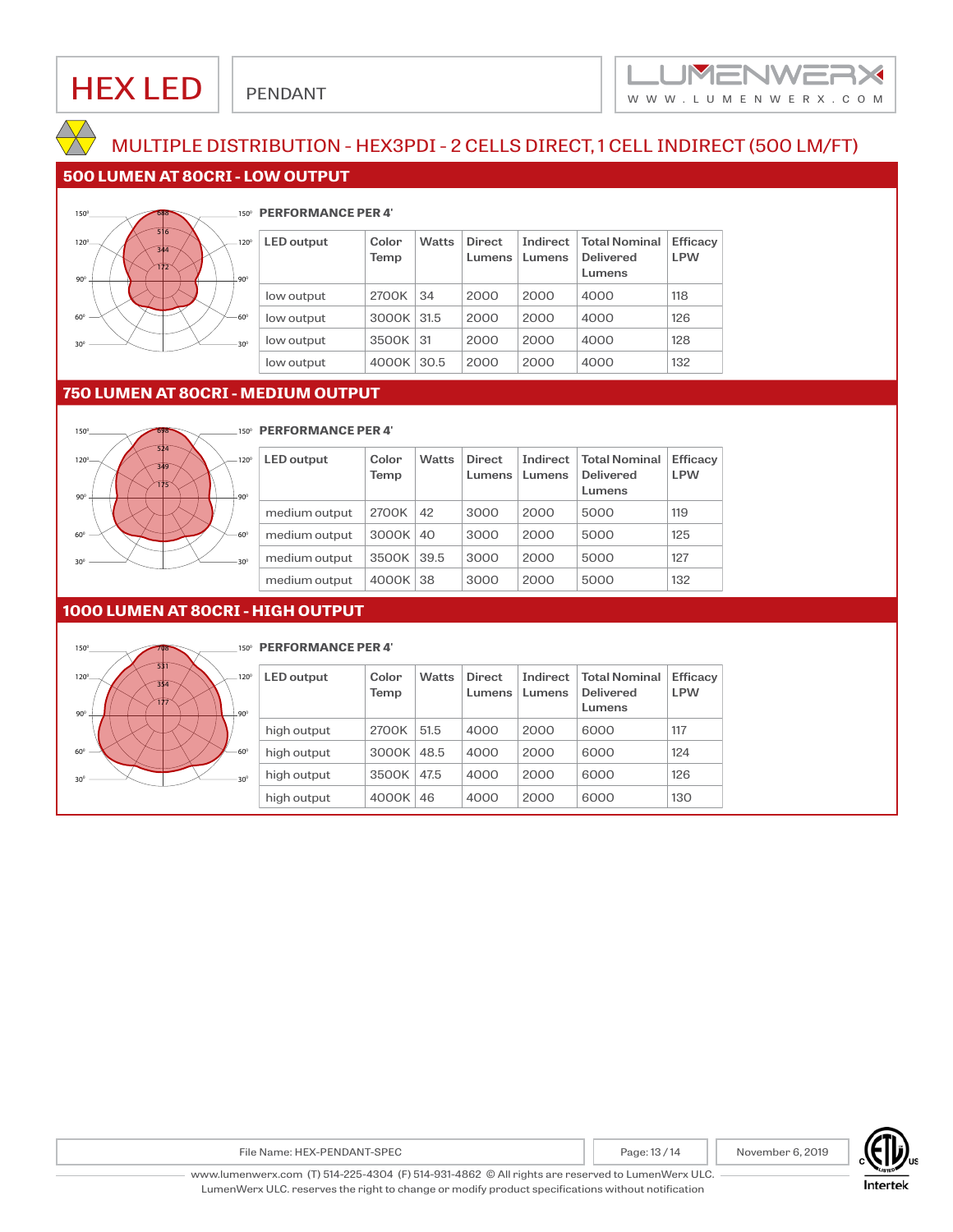# HEX LED

PENDANT

## MULTIPLE DISTRIBUTION - HEX3PDI - 2 CELLS DIRECT, 1 CELL INDIRECT (500 LM/FT)

### 500 LUMEN AT 80CRI - LOW OUTPUT

**PERFORMANCE PER 4'**

| LED output | Color Temp | Watts | Direct Lumens | Indirect Lumens | Total Nominal Delivered Lumens | Efficacy LPW |
|---|---|---|---|---|---|---|
| low output | 2700K | 34 | 2000 | 2000 | 4000 | 118 |
| low output | 3000K | 31.5 | 2000 | 2000 | 4000 | 126 |
| low output | 3500K | 31 | 2000 | 2000 | 4000 | 128 |
| low output | 4000K | 30.5 | 2000 | 2000 | 4000 | 132 |

### 750 LUMEN AT 80CRI - MEDIUM OUTPUT

**PERFORMANCE PER 4'**

| LED output | Color Temp | Watts | Direct Lumens | Indirect Lumens | Total Nominal Delivered Lumens | Efficacy LPW |
|---|---|---|---|---|---|---|
| medium output | 2700K | 42 | 3000 | 2000 | 5000 | 119 |
| medium output | 3000K | 40 | 3000 | 2000 | 5000 | 125 |
| medium output | 3500K | 39.5 | 3000 | 2000 | 5000 | 127 |
| medium output | 4000K | 38 | 3000 | 2000 | 5000 | 132 |

### 1000 LUMEN AT 80CRI - HIGH OUTPUT

**PERFORMANCE PER 4'**

| LED output | Color Temp | Watts | Direct Lumens | Indirect Lumens | Total Nominal Delivered Lumens | Efficacy LPW |
|---|---|---|---|---|---|---|
| high output | 2700K | 51.5 | 4000 | 2000 | 6000 | 117 |
| high output | 3000K | 48.5 | 4000 | 2000 | 6000 | 124 |
| high output | 3500K | 47.5 | 4000 | 2000 | 6000 | 126 |
| high output | 4000K | 46 | 4000 | 2000 | 6000 | 130 |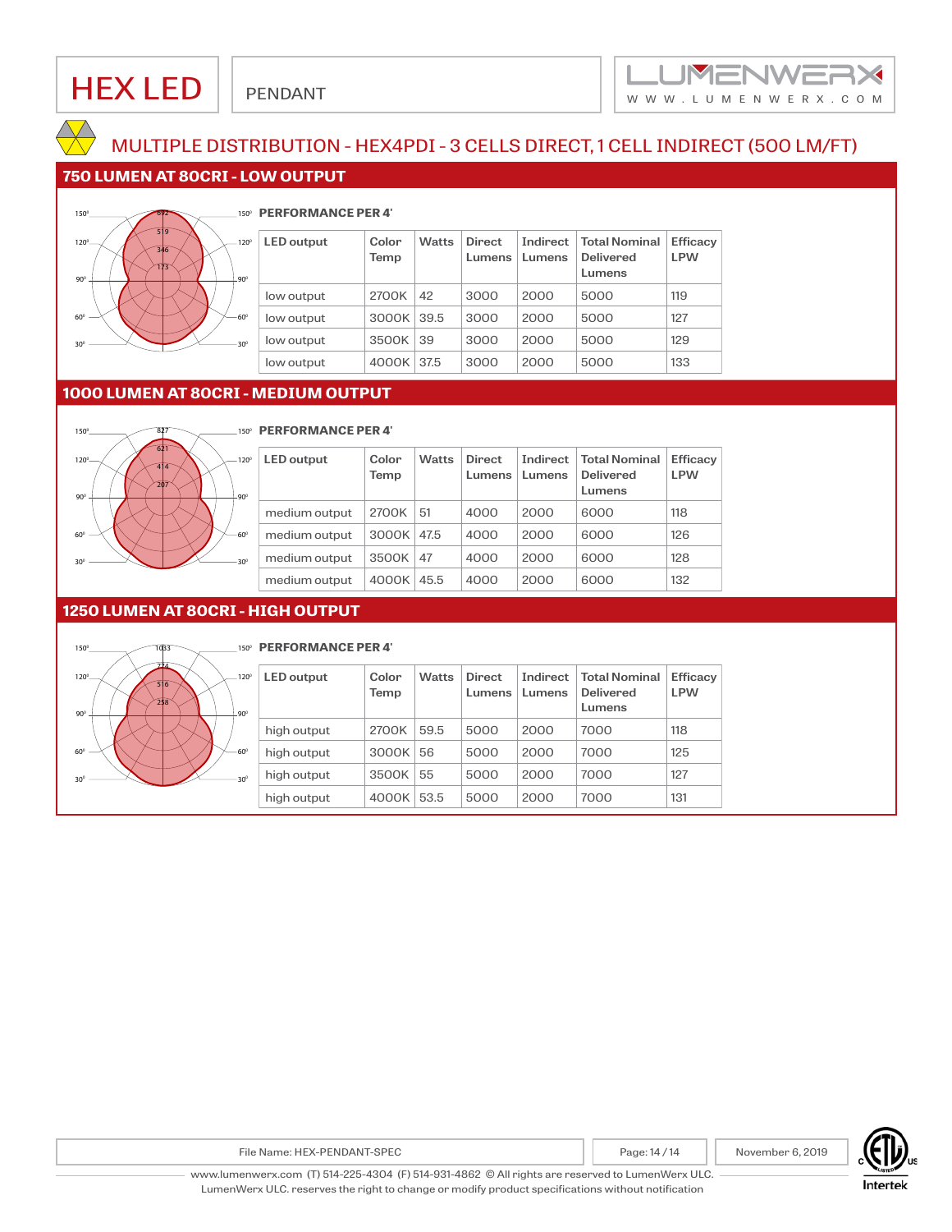# HEX LED

PENDANT

## MULTIPLE DISTRIBUTION - HEX4PDI - 3 CELLS DIRECT, 1 CELL INDIRECT (500 LM/FT)

### 750 LUMEN AT 80CRI - LOW OUTPUT

150° 150°
120° 120°
90° 90°
60° 60°
30° 30°
692
519
346
173

**PERFORMANCE PER 4'**

| LED output | Color Temp | Watts | Direct Lumens | Indirect Lumens | Total Nominal Delivered Lumens | Efficacy LPW |
|---|---|---|---|---|---|---|
| low output | 2700K | 42 | 3000 | 2000 | 5000 | 119 |
| low output | 3000K | 39.5 | 3000 | 2000 | 5000 | 127 |
| low output | 3500K | 39 | 3000 | 2000 | 5000 | 129 |
| low output | 4000K | 37.5 | 3000 | 2000 | 5000 | 133 |

### 1000 LUMEN AT 80CRI - MEDIUM OUTPUT

150° 150°
120° 120°
90° 90°
60° 60°
30° 30°
827
621
414
207

**PERFORMANCE PER 4'**

| LED output | Color Temp | Watts | Direct Lumens | Indirect Lumens | Total Nominal Delivered Lumens | Efficacy LPW |
|---|---|---|---|---|---|---|
| medium output | 2700K | 51 | 4000 | 2000 | 6000 | 118 |
| medium output | 3000K | 47.5 | 4000 | 2000 | 6000 | 126 |
| medium output | 3500K | 47 | 4000 | 2000 | 6000 | 128 |
| medium output | 4000K | 45.5 | 4000 | 2000 | 6000 | 132 |

### 1250 LUMEN AT 80CRI - HIGH OUTPUT

150° 150°
120° 120°
90° 90°
60° 60°
30° 30°
1033
774
516
258

**PERFORMANCE PER 4'**

| LED output | Color Temp | Watts | Direct Lumens | Indirect Lumens | Total Nominal Delivered Lumens | Efficacy LPW |
|---|---|---|---|---|---|---|
| high output | 2700K | 59.5 | 5000 | 2000 | 7000 | 118 |
| high output | 3000K | 56 | 5000 | 2000 | 7000 | 125 |
| high output | 3500K | 55 | 5000 | 2000 | 7000 | 127 |
| high output | 4000K | 53.5 | 5000 | 2000 | 7000 | 131 |